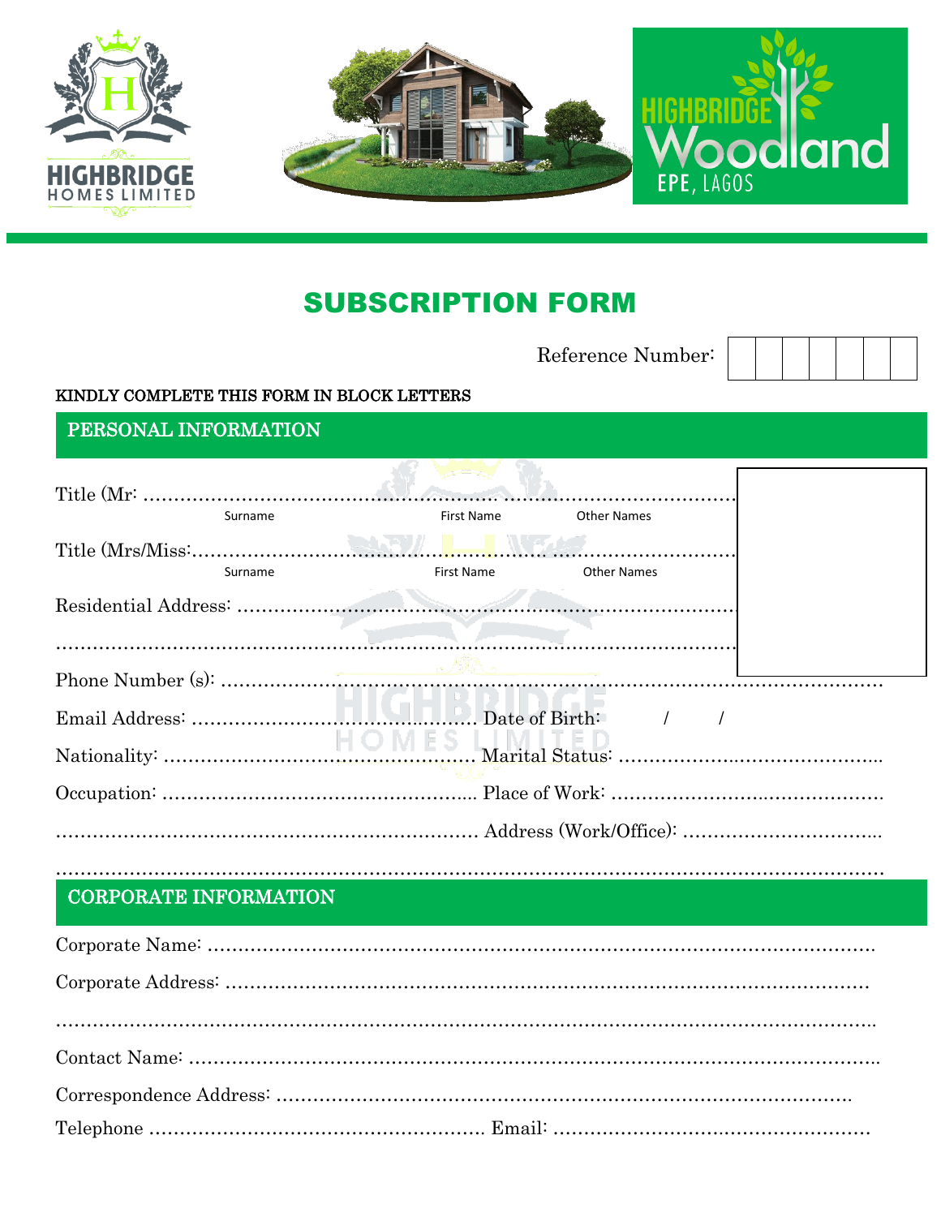HIGHBRIDGE HOMES LIMITED

HIGHBRIDGE Woodland EPE, LAGOS

# SUBSCRIPTION FORM

Reference Number:

KINDLY COMPLETE THIS FORM IN BLOCK LETTERS

## PERSONAL INFORMATION

Title (Mr: ..........................................................................................................................
Surname First Name Other Names

Title (Mrs/Miss:...................................................................................................................
Surname First Name Other Names

Residential Address: ..........................................................................................................

.......................................................................................................................................

Phone Number (s): ...............................................................................................................

Email Address: .............................................. Date of Birth: / /

Nationality: .................................................. Marital Status: ..........................................

Occupation: .................................................. Place of Work: ..........................................

.................................................................. Address (Work/Office): ...............................

.......................................................................................................................................

## CORPORATE INFORMATION

Corporate Name: ..................................................................................................................

Corporate Address: ..............................................................................................................

.......................................................................................................................................

Contact Name: .....................................................................................................................

Correspondence Address: .....................................................................................................

Telephone ...................................................... Email: ..................................................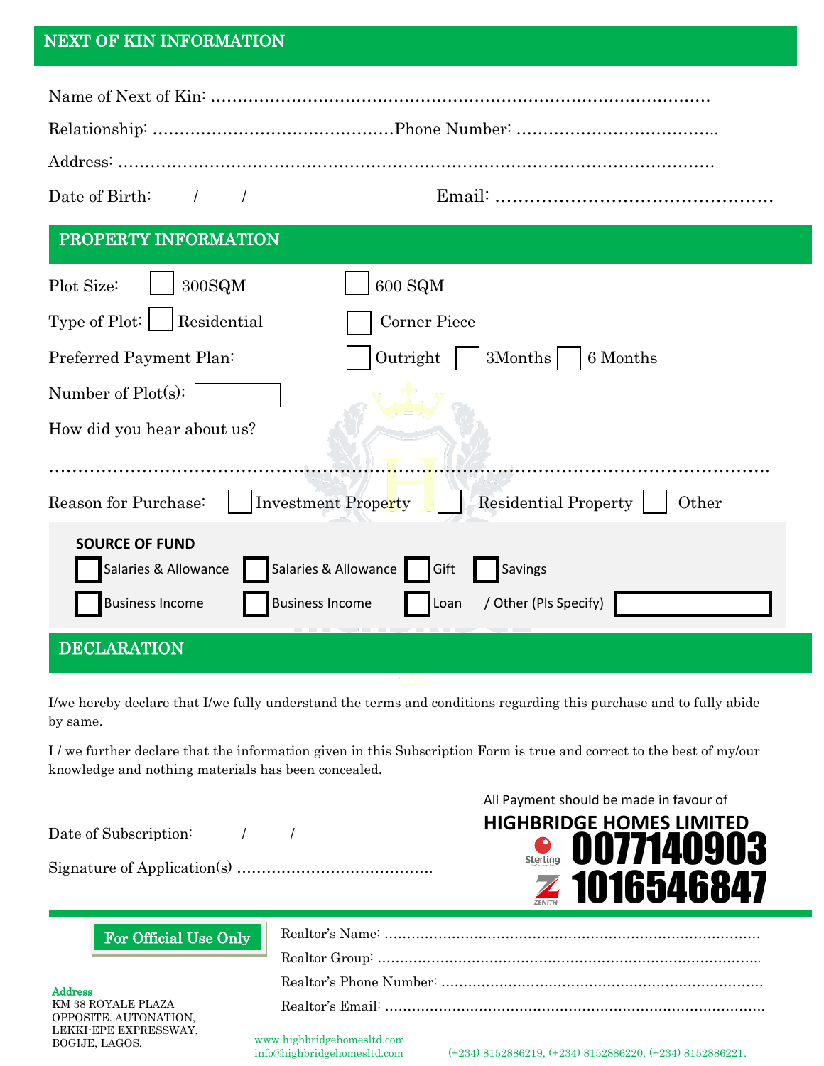## NEXT OF KIN INFORMATION

Name of Next of Kin: ………………………………………………………………………………

Relationship: ………………………………………Phone Number: ………………………………..

Address: ……………………………………………………………………………………………

Date of Birth: / /

Email: …………………………………………

## PROPERTY INFORMATION

Plot Size: ☐ 300SQM ☐ 600 SQM

Type of Plot: ☐ Residential ☐ Corner Piece

Preferred Payment Plan: ☐ Outright ☐ 3Months ☐ 6 Months

Number of Plot(s): ☐

How did you hear about us?

……………………………………………………………………………………………………………

Reason for Purchase: ☐ Investment Property ☐ Residential Property ☐ Other

**SOURCE OF FUND**

☐ Salaries & Allowance ☐ Salaries & Allowance ☐ Gift ☐ Savings

☐ Business Income ☐ Business Income ☐ Loan / Other (Pls Specify) ☐

## DECLARATION

I/we hereby declare that I/we fully understand the terms and conditions regarding this purchase and to fully abide by same.

I / we further declare that the information given in this Subscription Form is true and correct to the best of my/our knowledge and nothing materials has been concealed.

Date of Subscription: / /

Signature of Application(s) ……………………………………

All Payment should be made in favour of

**HIGHBRIDGE HOMES LIMITED**

Sterling **0077140903**

ZENITH **1016546847**

**For Official Use Only**

Realtor's Name: …………………………………………………………………………

Realtor Group: …………………………………………………………………………

Realtor's Phone Number: ……………………………………………………………

Realtor's Email: ………………………………………………………………………

**Address**

KM 38 ROYALE PLAZA
OPPOSITE. AUTONATION,
LEKKI-EPE EXPRESSWAY,
BOGIJE, LAGOS.

www.highbridgehomesltd.com
info@highbridgehomesltd.com

(+234) 8152886219, (+234) 8152886220, (+234) 8152886221.